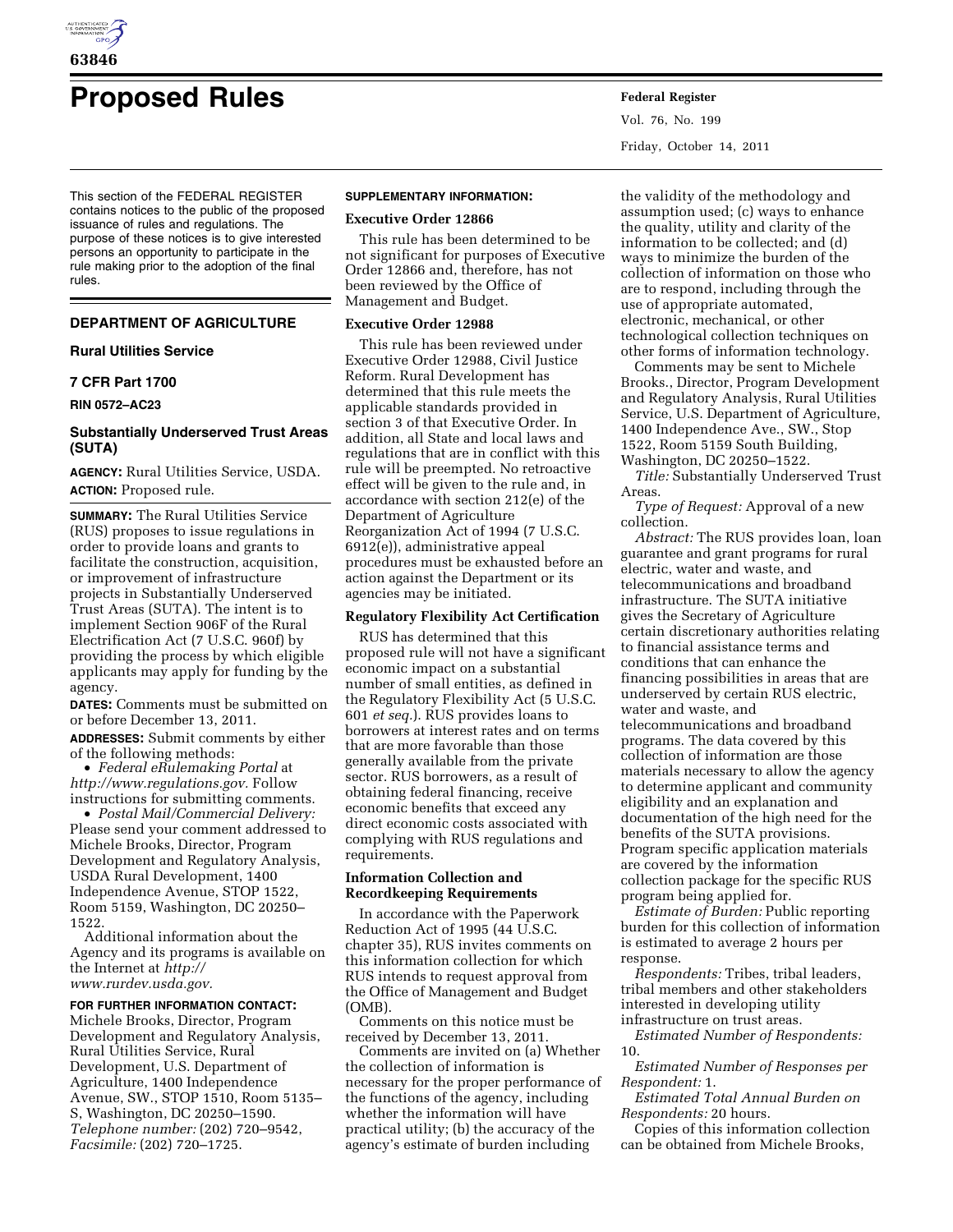# Proposed Rules

This section of the FEDERAL REGISTER contains notices to the public of the proposed issuance of rules and regulations. The purpose of these notices is to give interested persons an opportunity to participate in the rule making prior to the adoption of the final rules.

## DEPARTMENT OF AGRICULTURE

### Rural Utilities Service

### 7 CFR Part 1700

**RIN 0572–AC23**

### Substantially Underserved Trust Areas (SUTA)

**AGENCY:** Rural Utilities Service, USDA.

**ACTION:** Proposed rule.

**SUMMARY:** The Rural Utilities Service (RUS) proposes to issue regulations in order to provide loans and grants to facilitate the construction, acquisition, or improvement of infrastructure projects in Substantially Underserved Trust Areas (SUTA). The intent is to implement Section 906F of the Rural Electrification Act (7 U.S.C. 960f) by providing the process by which eligible applicants may apply for funding by the agency.

**DATES:** Comments must be submitted on or before December 13, 2011.

**ADDRESSES:** Submit comments by either of the following methods:

- *Federal eRulemaking Portal* at *http://www.regulations.gov.* Follow instructions for submitting comments.
- *Postal Mail/Commercial Delivery:* Please send your comment addressed to Michele Brooks, Director, Program Development and Regulatory Analysis, USDA Rural Development, 1400 Independence Avenue, STOP 1522, Room 5159, Washington, DC 20250–1522.

Additional information about the Agency and its programs is available on the Internet at *http://www.rurdev.usda.gov.*

**FOR FURTHER INFORMATION CONTACT:** Michele Brooks, Director, Program Development and Regulatory Analysis, Rural Utilities Service, Rural Development, U.S. Department of Agriculture, 1400 Independence Avenue, SW., STOP 1510, Room 5135–S, Washington, DC 20250–1590. *Telephone number:* (202) 720–9542, *Facsimile:* (202) 720–1725.

**SUPPLEMENTARY INFORMATION:**

**Executive Order 12866**

This rule has been determined to be not significant for purposes of Executive Order 12866 and, therefore, has not been reviewed by the Office of Management and Budget.

**Executive Order 12988**

This rule has been reviewed under Executive Order 12988, Civil Justice Reform. Rural Development has determined that this rule meets the applicable standards provided in section 3 of that Executive Order. In addition, all State and local laws and regulations that are in conflict with this rule will be preempted. No retroactive effect will be given to the rule and, in accordance with section 212(e) of the Department of Agriculture Reorganization Act of 1994 (7 U.S.C. 6912(e)), administrative appeal procedures must be exhausted before an action against the Department or its agencies may be initiated.

**Regulatory Flexibility Act Certification**

RUS has determined that this proposed rule will not have a significant economic impact on a substantial number of small entities, as defined in the Regulatory Flexibility Act (5 U.S.C. 601 *et seq.*). RUS provides loans to borrowers at interest rates and on terms that are more favorable than those generally available from the private sector. RUS borrowers, as a result of obtaining federal financing, receive economic benefits that exceed any direct economic costs associated with complying with RUS regulations and requirements.

**Information Collection and Recordkeeping Requirements**

In accordance with the Paperwork Reduction Act of 1995 (44 U.S.C. chapter 35), RUS invites comments on this information collection for which RUS intends to request approval from the Office of Management and Budget (OMB).

Comments on this notice must be received by December 13, 2011.

Comments are invited on (a) Whether the collection of information is necessary for the proper performance of the functions of the agency, including whether the information will have practical utility; (b) the accuracy of the agency's estimate of burden including the validity of the methodology and assumption used; (c) ways to enhance the quality, utility and clarity of the information to be collected; and (d) ways to minimize the burden of the collection of information on those who are to respond, including through the use of appropriate automated, electronic, mechanical, or other technological collection techniques on other forms of information technology.

Comments may be sent to Michele Brooks., Director, Program Development and Regulatory Analysis, Rural Utilities Service, U.S. Department of Agriculture, 1400 Independence Ave., SW., Stop 1522, Room 5159 South Building, Washington, DC 20250–1522.

*Title:* Substantially Underserved Trust Areas.

*Type of Request:* Approval of a new collection.

*Abstract:* The RUS provides loan, loan guarantee and grant programs for rural electric, water and waste, and telecommunications and broadband infrastructure. The SUTA initiative gives the Secretary of Agriculture certain discretionary authorities relating to financial assistance terms and conditions that can enhance the financing possibilities in areas that are underserved by certain RUS electric, water and waste, and telecommunications and broadband programs. The data covered by this collection of information are those materials necessary to allow the agency to determine applicant and community eligibility and an explanation and documentation of the high need for the benefits of the SUTA provisions. Program specific application materials are covered by the information collection package for the specific RUS program being applied for.

*Estimate of Burden:* Public reporting burden for this collection of information is estimated to average 2 hours per response.

*Respondents:* Tribes, tribal leaders, tribal members and other stakeholders interested in developing utility infrastructure on trust areas.

*Estimated Number of Respondents:* 10.

*Estimated Number of Responses per Respondent:* 1.

*Estimated Total Annual Burden on Respondents:* 20 hours.

Copies of this information collection can be obtained from Michele Brooks,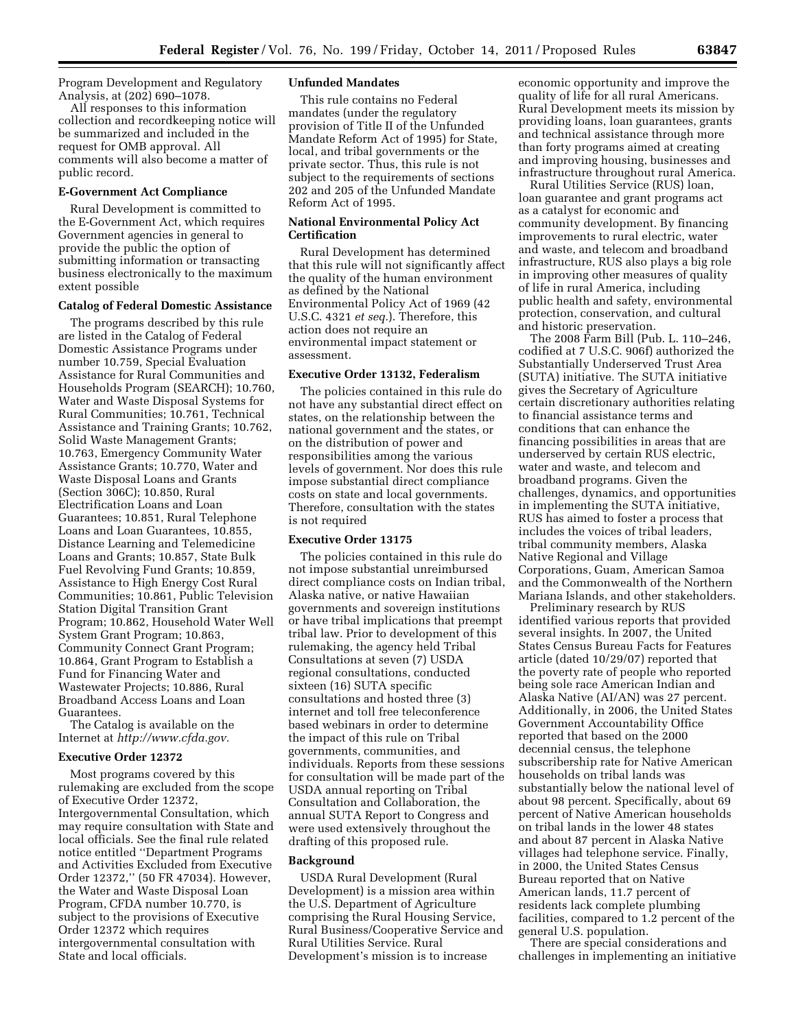Program Development and Regulatory Analysis, at (202) 690–1078.

All responses to this information collection and recordkeeping notice will be summarized and included in the request for OMB approval. All comments will also become a matter of public record.

### E-Government Act Compliance

Rural Development is committed to the E-Government Act, which requires Government agencies in general to provide the public the option of submitting information or transacting business electronically to the maximum extent possible

### Catalog of Federal Domestic Assistance

The programs described by this rule are listed in the Catalog of Federal Domestic Assistance Programs under number 10.759, Special Evaluation Assistance for Rural Communities and Households Program (SEARCH); 10.760, Water and Waste Disposal Systems for Rural Communities; 10.761, Technical Assistance and Training Grants; 10.762, Solid Waste Management Grants; 10.763, Emergency Community Water Assistance Grants; 10.770, Water and Waste Disposal Loans and Grants (Section 306C); 10.850, Rural Electrification Loans and Loan Guarantees; 10.851, Rural Telephone Loans and Loan Guarantees, 10.855, Distance Learning and Telemedicine Loans and Grants; 10.857, State Bulk Fuel Revolving Fund Grants; 10.859, Assistance to High Energy Cost Rural Communities; 10.861, Public Television Station Digital Transition Grant Program; 10.862, Household Water Well System Grant Program; 10.863, Community Connect Grant Program; 10.864, Grant Program to Establish a Fund for Financing Water and Wastewater Projects; 10.886, Rural Broadband Access Loans and Loan Guarantees.

The Catalog is available on the Internet at *http://www.cfda.gov.*

### Executive Order 12372

Most programs covered by this rulemaking are excluded from the scope of Executive Order 12372, Intergovernmental Consultation, which may require consultation with State and local officials. See the final rule related notice entitled ''Department Programs and Activities Excluded from Executive Order 12372,'' (50 FR 47034). However, the Water and Waste Disposal Loan Program, CFDA number 10.770, is subject to the provisions of Executive Order 12372 which requires intergovernmental consultation with State and local officials.

### Unfunded Mandates

This rule contains no Federal mandates (under the regulatory provision of Title II of the Unfunded Mandate Reform Act of 1995) for State, local, and tribal governments or the private sector. Thus, this rule is not subject to the requirements of sections 202 and 205 of the Unfunded Mandate Reform Act of 1995.

### National Environmental Policy Act Certification

Rural Development has determined that this rule will not significantly affect the quality of the human environment as defined by the National Environmental Policy Act of 1969 (42 U.S.C. 4321 *et seq.*). Therefore, this action does not require an environmental impact statement or assessment.

### Executive Order 13132, Federalism

The policies contained in this rule do not have any substantial direct effect on states, on the relationship between the national government and the states, or on the distribution of power and responsibilities among the various levels of government. Nor does this rule impose substantial direct compliance costs on state and local governments. Therefore, consultation with the states is not required

### Executive Order 13175

The policies contained in this rule do not impose substantial unreimbursed direct compliance costs on Indian tribal, Alaska native, or native Hawaiian governments and sovereign institutions or have tribal implications that preempt tribal law. Prior to development of this rulemaking, the agency held Tribal Consultations at seven (7) USDA regional consultations, conducted sixteen (16) SUTA specific consultations and hosted three (3) internet and toll free teleconference based webinars in order to determine the impact of this rule on Tribal governments, communities, and individuals. Reports from these sessions for consultation will be made part of the USDA annual reporting on Tribal Consultation and Collaboration, the annual SUTA Report to Congress and were used extensively throughout the drafting of this proposed rule.

### Background

USDA Rural Development (Rural Development) is a mission area within the U.S. Department of Agriculture comprising the Rural Housing Service, Rural Business/Cooperative Service and Rural Utilities Service. Rural Development's mission is to increase economic opportunity and improve the quality of life for all rural Americans. Rural Development meets its mission by providing loans, loan guarantees, grants and technical assistance through more than forty programs aimed at creating and improving housing, businesses and infrastructure throughout rural America.

Rural Utilities Service (RUS) loan, loan guarantee and grant programs act as a catalyst for economic and community development. By financing improvements to rural electric, water and waste, and telecom and broadband infrastructure, RUS also plays a big role in improving other measures of quality of life in rural America, including public health and safety, environmental protection, conservation, and cultural and historic preservation.

The 2008 Farm Bill (Pub. L. 110–246, codified at 7 U.S.C. 906f) authorized the Substantially Underserved Trust Area (SUTA) initiative. The SUTA initiative gives the Secretary of Agriculture certain discretionary authorities relating to financial assistance terms and conditions that can enhance the financing possibilities in areas that are underserved by certain RUS electric, water and waste, and telecom and broadband programs. Given the challenges, dynamics, and opportunities in implementing the SUTA initiative, RUS has aimed to foster a process that includes the voices of tribal leaders, tribal community members, Alaska Native Regional and Village Corporations, Guam, American Samoa and the Commonwealth of the Northern Mariana Islands, and other stakeholders.

Preliminary research by RUS identified various reports that provided several insights. In 2007, the United States Census Bureau Facts for Features article (dated 10/29/07) reported that the poverty rate of people who reported being sole race American Indian and Alaska Native (AI/AN) was 27 percent. Additionally, in 2006, the United States Government Accountability Office reported that based on the 2000 decennial census, the telephone subscribership rate for Native American households on tribal lands was substantially below the national level of about 98 percent. Specifically, about 69 percent of Native American households on tribal lands in the lower 48 states and about 87 percent in Alaska Native villages had telephone service. Finally, in 2000, the United States Census Bureau reported that on Native American lands, 11.7 percent of residents lack complete plumbing facilities, compared to 1.2 percent of the general U.S. population.

There are special considerations and challenges in implementing an initiative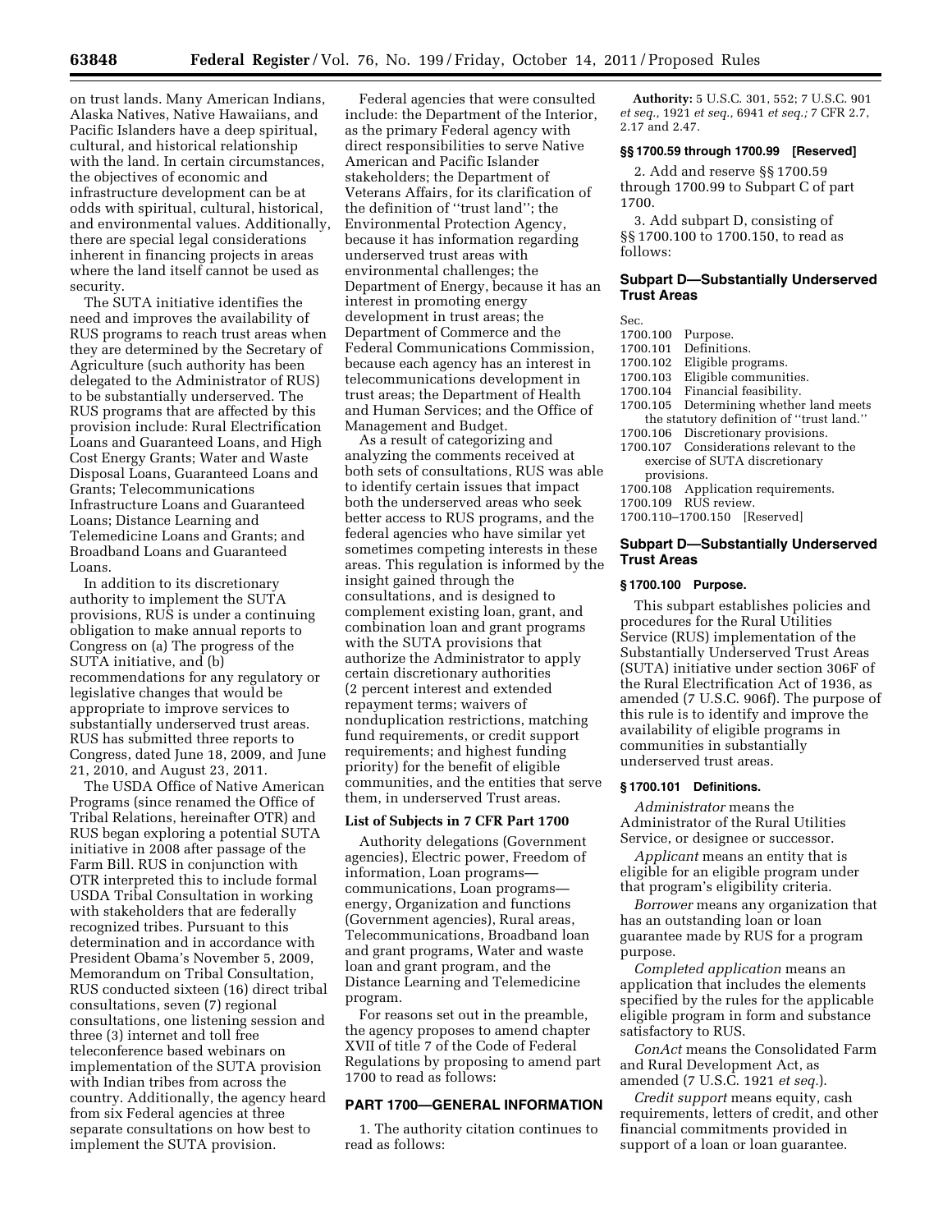on trust lands. Many American Indians, Alaska Natives, Native Hawaiians, and Pacific Islanders have a deep spiritual, cultural, and historical relationship with the land. In certain circumstances, the objectives of economic and infrastructure development can be at odds with spiritual, cultural, historical, and environmental values. Additionally, there are special legal considerations inherent in financing projects in areas where the land itself cannot be used as security.

The SUTA initiative identifies the need and improves the availability of RUS programs to reach trust areas when they are determined by the Secretary of Agriculture (such authority has been delegated to the Administrator of RUS) to be substantially underserved. The RUS programs that are affected by this provision include: Rural Electrification Loans and Guaranteed Loans, and High Cost Energy Grants; Water and Waste Disposal Loans, Guaranteed Loans and Grants; Telecommunications Infrastructure Loans and Guaranteed Loans; Distance Learning and Telemedicine Loans and Grants; and Broadband Loans and Guaranteed Loans.

In addition to its discretionary authority to implement the SUTA provisions, RUS is under a continuing obligation to make annual reports to Congress on (a) The progress of the SUTA initiative, and (b) recommendations for any regulatory or legislative changes that would be appropriate to improve services to substantially underserved trust areas. RUS has submitted three reports to Congress, dated June 18, 2009, and June 21, 2010, and August 23, 2011.

The USDA Office of Native American Programs (since renamed the Office of Tribal Relations, hereinafter OTR) and RUS began exploring a potential SUTA initiative in 2008 after passage of the Farm Bill. RUS in conjunction with OTR interpreted this to include formal USDA Tribal Consultation in working with stakeholders that are federally recognized tribes. Pursuant to this determination and in accordance with President Obama's November 5, 2009, Memorandum on Tribal Consultation, RUS conducted sixteen (16) direct tribal consultations, seven (7) regional consultations, one listening session and three (3) internet and toll free teleconference based webinars on implementation of the SUTA provision with Indian tribes from across the country. Additionally, the agency heard from six Federal agencies at three separate consultations on how best to implement the SUTA provision.

Federal agencies that were consulted include: the Department of the Interior, as the primary Federal agency with direct responsibilities to serve Native American and Pacific Islander stakeholders; the Department of Veterans Affairs, for its clarification of the definition of "trust land"; the Environmental Protection Agency, because it has information regarding underserved trust areas with environmental challenges; the Department of Energy, because it has an interest in promoting energy development in trust areas; the Department of Commerce and the Federal Communications Commission, because each agency has an interest in telecommunications development in trust areas; the Department of Health and Human Services; and the Office of Management and Budget.

As a result of categorizing and analyzing the comments received at both sets of consultations, RUS was able to identify certain issues that impact both the underserved areas who seek better access to RUS programs, and the federal agencies who have similar yet sometimes competing interests in these areas. This regulation is informed by the insight gained through the consultations, and is designed to complement existing loan, grant, and combination loan and grant programs with the SUTA provisions that authorize the Administrator to apply certain discretionary authorities (2 percent interest and extended repayment terms; waivers of nonduplication restrictions, matching fund requirements, or credit support requirements; and highest funding priority) for the benefit of eligible communities, and the entities that serve them, in underserved Trust areas.

**List of Subjects in 7 CFR Part 1700**

Authority delegations (Government agencies), Electric power, Freedom of information, Loan programs—communications, Loan programs—energy, Organization and functions (Government agencies), Rural areas, Telecommunications, Broadband loan and grant programs, Water and waste loan and grant program, and the Distance Learning and Telemedicine program.

For reasons set out in the preamble, the agency proposes to amend chapter XVII of title 7 of the Code of Federal Regulations by proposing to amend part 1700 to read as follows:

## PART 1700—GENERAL INFORMATION

1. The authority citation continues to read as follows:

**Authority:** 5 U.S.C. 301, 552; 7 U.S.C. 901 *et seq.*, 1921 *et seq.*, 6941 *et seq.*; 7 CFR 2.7, 2.17 and 2.47.

**§§ 1700.59 through 1700.99 [Reserved]**

2. Add and reserve §§ 1700.59 through 1700.99 to Subpart C of part 1700.

3. Add subpart D, consisting of §§ 1700.100 to 1700.150, to read as follows:

## Subpart D—Substantially Underserved Trust Areas

Sec.
1700.100 Purpose.
1700.101 Definitions.
1700.102 Eligible programs.
1700.103 Eligible communities.
1700.104 Financial feasibility.
1700.105 Determining whether land meets the statutory definition of "trust land."
1700.106 Discretionary provisions.
1700.107 Considerations relevant to the exercise of SUTA discretionary provisions.
1700.108 Application requirements.
1700.109 RUS review.
1700.110–1700.150 [Reserved]

## Subpart D—Substantially Underserved Trust Areas

### § 1700.100 Purpose.

This subpart establishes policies and procedures for the Rural Utilities Service (RUS) implementation of the Substantially Underserved Trust Areas (SUTA) initiative under section 306F of the Rural Electrification Act of 1936, as amended (7 U.S.C. 906f). The purpose of this rule is to identify and improve the availability of eligible programs in communities in substantially underserved trust areas.

### § 1700.101 Definitions.

*Administrator* means the Administrator of the Rural Utilities Service, or designee or successor.

*Applicant* means an entity that is eligible for an eligible program under that program's eligibility criteria.

*Borrower* means any organization that has an outstanding loan or loan guarantee made by RUS for a program purpose.

*Completed application* means an application that includes the elements specified by the rules for the applicable eligible program in form and substance satisfactory to RUS.

*ConAct* means the Consolidated Farm and Rural Development Act, as amended (7 U.S.C. 1921 *et seq.*).

*Credit support* means equity, cash requirements, letters of credit, and other financial commitments provided in support of a loan or loan guarantee.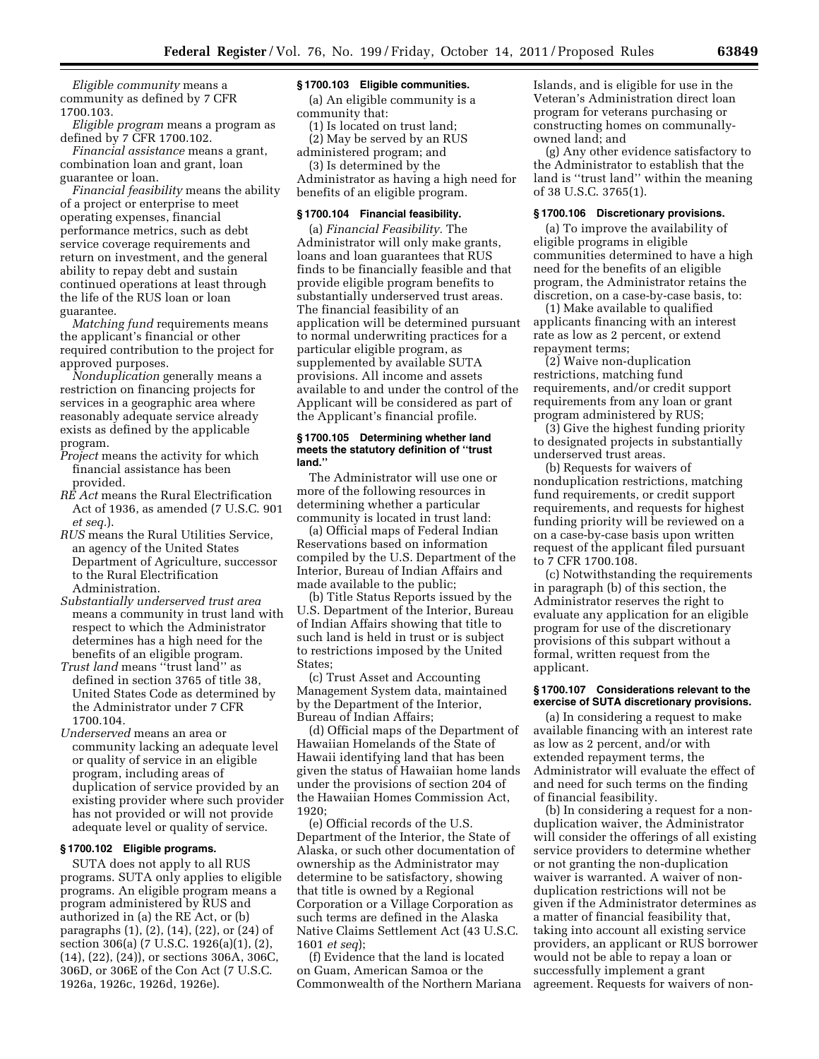*Eligible community* means a community as defined by 7 CFR 1700.103.

*Eligible program* means a program as defined by 7 CFR 1700.102.

*Financial assistance* means a grant, combination loan and grant, loan guarantee or loan.

*Financial feasibility* means the ability of a project or enterprise to meet operating expenses, financial performance metrics, such as debt service coverage requirements and return on investment, and the general ability to repay debt and sustain continued operations at least through the life of the RUS loan or loan guarantee.

*Matching fund* requirements means the applicant's financial or other required contribution to the project for approved purposes.

*Nonduplication* generally means a restriction on financing projects for services in a geographic area where reasonably adequate service already exists as defined by the applicable program.

*Project* means the activity for which financial assistance has been provided.

*RE Act* means the Rural Electrification Act of 1936, as amended (7 U.S.C. 901 *et seq.*).

*RUS* means the Rural Utilities Service, an agency of the United States Department of Agriculture, successor to the Rural Electrification Administration.

*Substantially underserved trust area* means a community in trust land with respect to which the Administrator determines has a high need for the benefits of an eligible program.

*Trust land* means ''trust land'' as defined in section 3765 of title 38, United States Code as determined by the Administrator under 7 CFR 1700.104.

*Underserved* means an area or community lacking an adequate level or quality of service in an eligible program, including areas of duplication of service provided by an existing provider where such provider has not provided or will not provide adequate level or quality of service.

### § 1700.102 Eligible programs.

SUTA does not apply to all RUS programs. SUTA only applies to eligible programs. An eligible program means a program administered by RUS and authorized in (a) the RE Act, or (b) paragraphs (1), (2), (14), (22), or (24) of section 306(a) (7 U.S.C. 1926(a)(1), (2), (14), (22), (24)), or sections 306A, 306C, 306D, or 306E of the Con Act (7 U.S.C. 1926a, 1926c, 1926d, 1926e).

### § 1700.103 Eligible communities.

(a) An eligible community is a community that:

(1) Is located on trust land;

(2) May be served by an RUS administered program; and

(3) Is determined by the Administrator as having a high need for benefits of an eligible program.

### § 1700.104 Financial feasibility.

(a) *Financial Feasibility.* The Administrator will only make grants, loans and loan guarantees that RUS finds to be financially feasible and that provide eligible program benefits to substantially underserved trust areas. The financial feasibility of an application will be determined pursuant to normal underwriting practices for a particular eligible program, as supplemented by available SUTA provisions. All income and assets available to and under the control of the Applicant will be considered as part of the Applicant's financial profile.

### § 1700.105 Determining whether land meets the statutory definition of ''trust land.''

The Administrator will use one or more of the following resources in determining whether a particular community is located in trust land:

(a) Official maps of Federal Indian Reservations based on information compiled by the U.S. Department of the Interior, Bureau of Indian Affairs and made available to the public;

(b) Title Status Reports issued by the U.S. Department of the Interior, Bureau of Indian Affairs showing that title to such land is held in trust or is subject to restrictions imposed by the United States;

(c) Trust Asset and Accounting Management System data, maintained by the Department of the Interior, Bureau of Indian Affairs;

(d) Official maps of the Department of Hawaiian Homelands of the State of Hawaii identifying land that has been given the status of Hawaiian home lands under the provisions of section 204 of the Hawaiian Homes Commission Act, 1920;

(e) Official records of the U.S. Department of the Interior, the State of Alaska, or such other documentation of ownership as the Administrator may determine to be satisfactory, showing that title is owned by a Regional Corporation or a Village Corporation as such terms are defined in the Alaska Native Claims Settlement Act (43 U.S.C. 1601 *et seq*);

(f) Evidence that the land is located on Guam, American Samoa or the Commonwealth of the Northern Mariana Islands, and is eligible for use in the Veteran's Administration direct loan program for veterans purchasing or constructing homes on communally-owned land; and

(g) Any other evidence satisfactory to the Administrator to establish that the land is ''trust land'' within the meaning of 38 U.S.C. 3765(1).

### § 1700.106 Discretionary provisions.

(a) To improve the availability of eligible programs in eligible communities determined to have a high need for the benefits of an eligible program, the Administrator retains the discretion, on a case-by-case basis, to:

(1) Make available to qualified applicants financing with an interest rate as low as 2 percent, or extend repayment terms;

(2) Waive non-duplication restrictions, matching fund requirements, and/or credit support requirements from any loan or grant program administered by RUS;

(3) Give the highest funding priority to designated projects in substantially underserved trust areas.

(b) Requests for waivers of nonduplication restrictions, matching fund requirements, or credit support requirements, and requests for highest funding priority will be reviewed on a on a case-by-case basis upon written request of the applicant filed pursuant to 7 CFR 1700.108.

(c) Notwithstanding the requirements in paragraph (b) of this section, the Administrator reserves the right to evaluate any application for an eligible program for use of the discretionary provisions of this subpart without a formal, written request from the applicant.

### § 1700.107 Considerations relevant to the exercise of SUTA discretionary provisions.

(a) In considering a request to make available financing with an interest rate as low as 2 percent, and/or with extended repayment terms, the Administrator will evaluate the effect of and need for such terms on the finding of financial feasibility.

(b) In considering a request for a non-duplication waiver, the Administrator will consider the offerings of all existing service providers to determine whether or not granting the non-duplication waiver is warranted. A waiver of non-duplication restrictions will not be given if the Administrator determines as a matter of financial feasibility that, taking into account all existing service providers, an applicant or RUS borrower would not be able to repay a loan or successfully implement a grant agreement. Requests for waivers of non-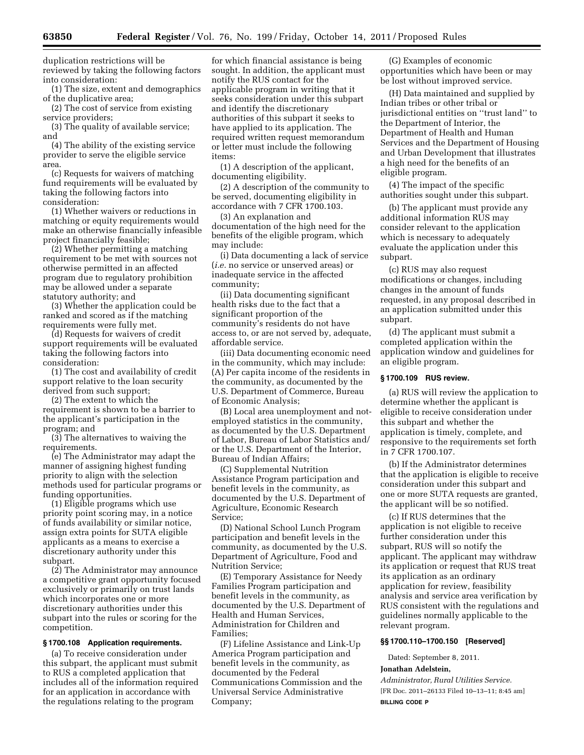duplication restrictions will be reviewed by taking the following factors into consideration:

(1) The size, extent and demographics of the duplicative area;

(2) The cost of service from existing service providers;

(3) The quality of available service; and

(4) The ability of the existing service provider to serve the eligible service area.

(c) Requests for waivers of matching fund requirements will be evaluated by taking the following factors into consideration:

(1) Whether waivers or reductions in matching or equity requirements would make an otherwise financially infeasible project financially feasible;

(2) Whether permitting a matching requirement to be met with sources not otherwise permitted in an affected program due to regulatory prohibition may be allowed under a separate statutory authority; and

(3) Whether the application could be ranked and scored as if the matching requirements were fully met.

(d) Requests for waivers of credit support requirements will be evaluated taking the following factors into consideration:

(1) The cost and availability of credit support relative to the loan security derived from such support;

(2) The extent to which the requirement is shown to be a barrier to the applicant's participation in the program; and

(3) The alternatives to waiving the requirements.

(e) The Administrator may adapt the manner of assigning highest funding priority to align with the selection methods used for particular programs or funding opportunities.

(1) Eligible programs which use priority point scoring may, in a notice of funds availability or similar notice, assign extra points for SUTA eligible applicants as a means to exercise a discretionary authority under this subpart.

(2) The Administrator may announce a competitive grant opportunity focused exclusively or primarily on trust lands which incorporates one or more discretionary authorities under this subpart into the rules or scoring for the competition.

### § 1700.108 Application requirements.

(a) To receive consideration under this subpart, the applicant must submit to RUS a completed application that includes all of the information required for an application in accordance with the regulations relating to the program for which financial assistance is being sought. In addition, the applicant must notify the RUS contact for the applicable program in writing that it seeks consideration under this subpart and identify the discretionary authorities of this subpart it seeks to have applied to its application. The required written request memorandum or letter must include the following items:

(1) A description of the applicant, documenting eligibility.

(2) A description of the community to be served, documenting eligibility in accordance with 7 CFR 1700.103.

(3) An explanation and documentation of the high need for the benefits of the eligible program, which may include:

(i) Data documenting a lack of service (*i.e.* no service or unserved areas) or inadequate service in the affected community;

(ii) Data documenting significant health risks due to the fact that a significant proportion of the community's residents do not have access to, or are not served by, adequate, affordable service.

(iii) Data documenting economic need in the community, which may include:
(A) Per capita income of the residents in the community, as documented by the U.S. Department of Commerce, Bureau of Economic Analysis;

(B) Local area unemployment and not-employed statistics in the community, as documented by the U.S. Department of Labor, Bureau of Labor Statistics and/or the U.S. Department of the Interior, Bureau of Indian Affairs;

(C) Supplemental Nutrition Assistance Program participation and benefit levels in the community, as documented by the U.S. Department of Agriculture, Economic Research Service;

(D) National School Lunch Program participation and benefit levels in the community, as documented by the U.S. Department of Agriculture, Food and Nutrition Service;

(E) Temporary Assistance for Needy Families Program participation and benefit levels in the community, as documented by the U.S. Department of Health and Human Services, Administration for Children and Families;

(F) Lifeline Assistance and Link-Up America Program participation and benefit levels in the community, as documented by the Federal Communications Commission and the Universal Service Administrative Company;

(G) Examples of economic opportunities which have been or may be lost without improved service.

(H) Data maintained and supplied by Indian tribes or other tribal or jurisdictional entities on "trust land" to the Department of Interior, the Department of Health and Human Services and the Department of Housing and Urban Development that illustrates a high need for the benefits of an eligible program.

(4) The impact of the specific authorities sought under this subpart.

(b) The applicant must provide any additional information RUS may consider relevant to the application which is necessary to adequately evaluate the application under this subpart.

(c) RUS may also request modifications or changes, including changes in the amount of funds requested, in any proposal described in an application submitted under this subpart.

(d) The applicant must submit a completed application within the application window and guidelines for an eligible program.

### § 1700.109 RUS review.

(a) RUS will review the application to determine whether the applicant is eligible to receive consideration under this subpart and whether the application is timely, complete, and responsive to the requirements set forth in 7 CFR 1700.107.

(b) If the Administrator determines that the application is eligible to receive consideration under this subpart and one or more SUTA requests are granted, the applicant will be so notified.

(c) If RUS determines that the application is not eligible to receive further consideration under this subpart, RUS will so notify the applicant. The applicant may withdraw its application or request that RUS treat its application as an ordinary application for review, feasibility analysis and service area verification by RUS consistent with the regulations and guidelines normally applicable to the relevant program.

### §§ 1700.110–1700.150 [Reserved]

Dated: September 8, 2011.

**Jonathan Adelstein,**

*Administrator, Rural Utilities Service.*

[FR Doc. 2011–26133 Filed 10–13–11; 8:45 am]

**BILLING CODE P**